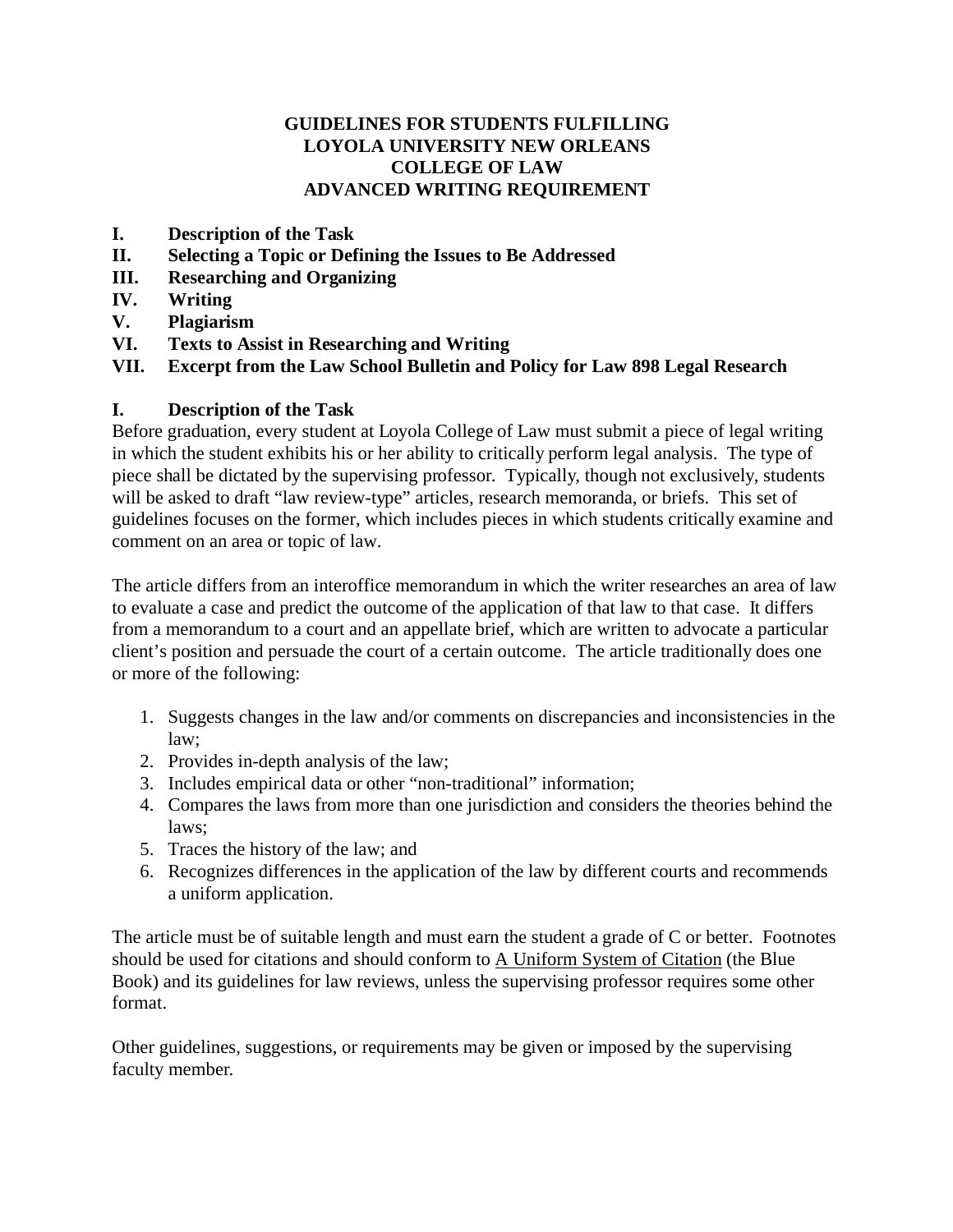# GUIDELINES FOR STUDENTS FULFILLING LOYOLA UNIVERSITY NEW ORLEANS COLLEGE OF LAW ADVANCED WRITING REQUIREMENT

**I. Description of the Task**
**II. Selecting a Topic or Defining the Issues to Be Addressed**
**III. Researching and Organizing**
**IV. Writing**
**V. Plagiarism**
**VI. Texts to Assist in Researching and Writing**
**VII. Excerpt from the Law School Bulletin and Policy for Law 898 Legal Research**

## I. Description of the Task

Before graduation, every student at Loyola College of Law must submit a piece of legal writing in which the student exhibits his or her ability to critically perform legal analysis. The type of piece shall be dictated by the supervising professor. Typically, though not exclusively, students will be asked to draft "law review-type" articles, research memoranda, or briefs. This set of guidelines focuses on the former, which includes pieces in which students critically examine and comment on an area or topic of law.

The article differs from an interoffice memorandum in which the writer researches an area of law to evaluate a case and predict the outcome of the application of that law to that case. It differs from a memorandum to a court and an appellate brief, which are written to advocate a particular client's position and persuade the court of a certain outcome. The article traditionally does one or more of the following:

1. Suggests changes in the law and/or comments on discrepancies and inconsistencies in the law;
2. Provides in-depth analysis of the law;
3. Includes empirical data or other "non-traditional" information;
4. Compares the laws from more than one jurisdiction and considers the theories behind the laws;
5. Traces the history of the law; and
6. Recognizes differences in the application of the law by different courts and recommends a uniform application.

The article must be of suitable length and must earn the student a grade of C or better. Footnotes should be used for citations and should conform to <u>A Uniform System of Citation</u> (the Blue Book) and its guidelines for law reviews, unless the supervising professor requires some other format.

Other guidelines, suggestions, or requirements may be given or imposed by the supervising faculty member.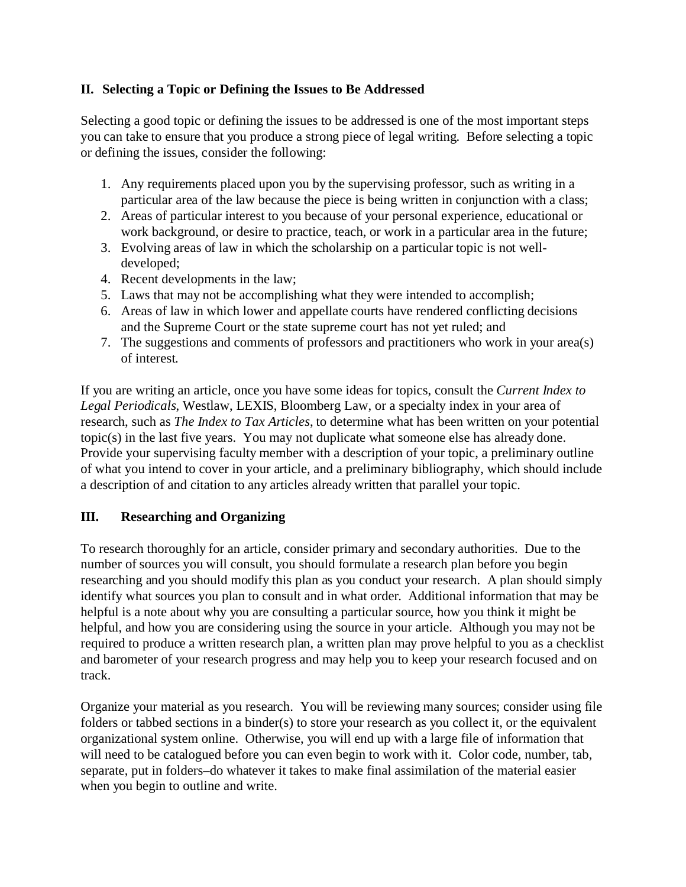## II. Selecting a Topic or Defining the Issues to Be Addressed

Selecting a good topic or defining the issues to be addressed is one of the most important steps you can take to ensure that you produce a strong piece of legal writing. Before selecting a topic or defining the issues, consider the following:

1. Any requirements placed upon you by the supervising professor, such as writing in a particular area of the law because the piece is being written in conjunction with a class;
2. Areas of particular interest to you because of your personal experience, educational or work background, or desire to practice, teach, or work in a particular area in the future;
3. Evolving areas of law in which the scholarship on a particular topic is not well-developed;
4. Recent developments in the law;
5. Laws that may not be accomplishing what they were intended to accomplish;
6. Areas of law in which lower and appellate courts have rendered conflicting decisions and the Supreme Court or the state supreme court has not yet ruled; and
7. The suggestions and comments of professors and practitioners who work in your area(s) of interest.

If you are writing an article, once you have some ideas for topics, consult the *Current Index to Legal Periodicals*, Westlaw, LEXIS, Bloomberg Law, or a specialty index in your area of research, such as *The Index to Tax Articles*, to determine what has been written on your potential topic(s) in the last five years. You may not duplicate what someone else has already done. Provide your supervising faculty member with a description of your topic, a preliminary outline of what you intend to cover in your article, and a preliminary bibliography, which should include a description of and citation to any articles already written that parallel your topic.

## III. Researching and Organizing

To research thoroughly for an article, consider primary and secondary authorities. Due to the number of sources you will consult, you should formulate a research plan before you begin researching and you should modify this plan as you conduct your research. A plan should simply identify what sources you plan to consult and in what order. Additional information that may be helpful is a note about why you are consulting a particular source, how you think it might be helpful, and how you are considering using the source in your article. Although you may not be required to produce a written research plan, a written plan may prove helpful to you as a checklist and barometer of your research progress and may help you to keep your research focused and on track.

Organize your material as you research. You will be reviewing many sources; consider using file folders or tabbed sections in a binder(s) to store your research as you collect it, or the equivalent organizational system online. Otherwise, you will end up with a large file of information that will need to be catalogued before you can even begin to work with it. Color code, number, tab, separate, put in folders–do whatever it takes to make final assimilation of the material easier when you begin to outline and write.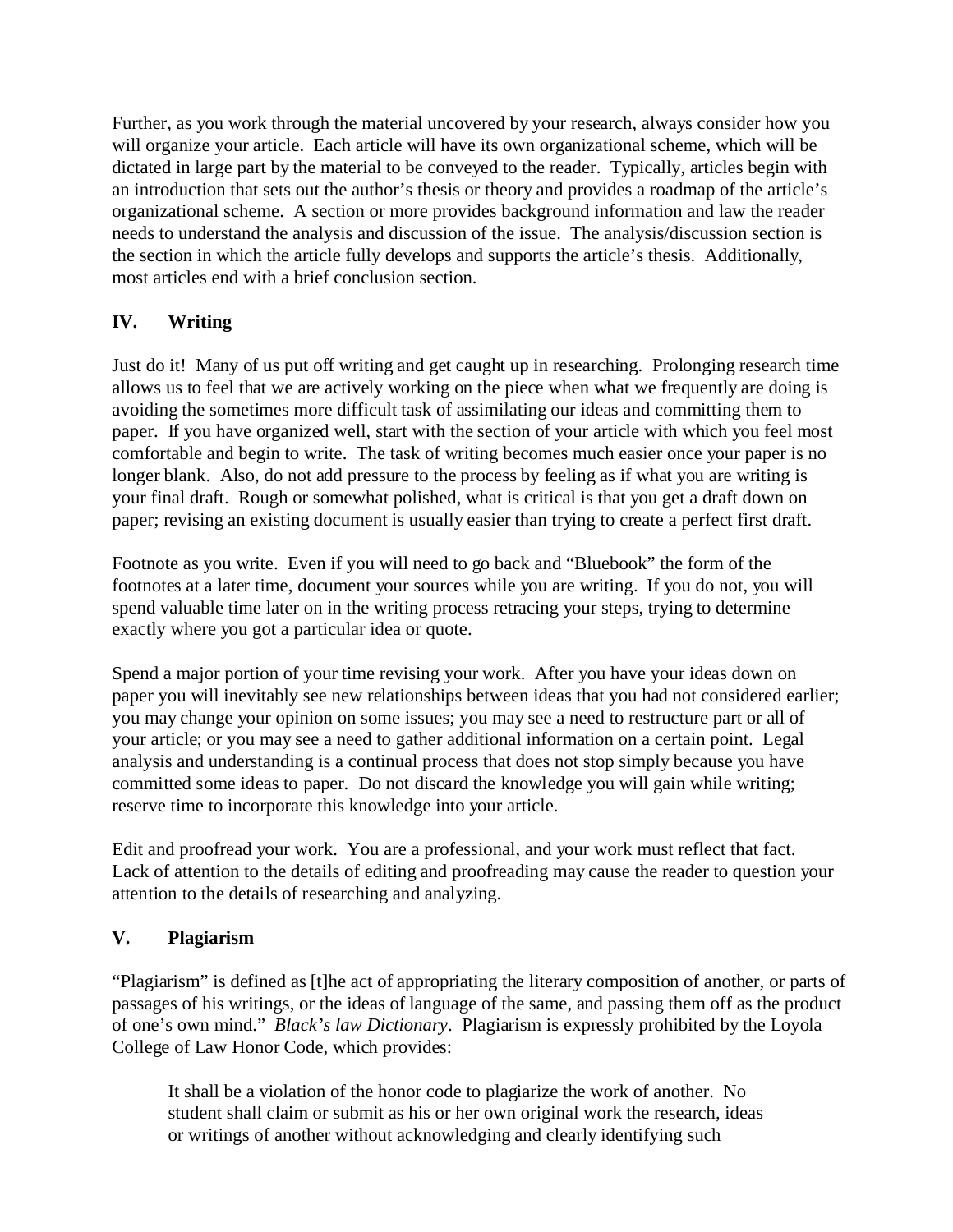Further, as you work through the material uncovered by your research, always consider how you will organize your article. Each article will have its own organizational scheme, which will be dictated in large part by the material to be conveyed to the reader. Typically, articles begin with an introduction that sets out the author's thesis or theory and provides a roadmap of the article's organizational scheme. A section or more provides background information and law the reader needs to understand the analysis and discussion of the issue. The analysis/discussion section is the section in which the article fully develops and supports the article's thesis. Additionally, most articles end with a brief conclusion section.

## IV. Writing

Just do it! Many of us put off writing and get caught up in researching. Prolonging research time allows us to feel that we are actively working on the piece when what we frequently are doing is avoiding the sometimes more difficult task of assimilating our ideas and committing them to paper. If you have organized well, start with the section of your article with which you feel most comfortable and begin to write. The task of writing becomes much easier once your paper is no longer blank. Also, do not add pressure to the process by feeling as if what you are writing is your final draft. Rough or somewhat polished, what is critical is that you get a draft down on paper; revising an existing document is usually easier than trying to create a perfect first draft.

Footnote as you write. Even if you will need to go back and "Bluebook" the form of the footnotes at a later time, document your sources while you are writing. If you do not, you will spend valuable time later on in the writing process retracing your steps, trying to determine exactly where you got a particular idea or quote.

Spend a major portion of your time revising your work. After you have your ideas down on paper you will inevitably see new relationships between ideas that you had not considered earlier; you may change your opinion on some issues; you may see a need to restructure part or all of your article; or you may see a need to gather additional information on a certain point. Legal analysis and understanding is a continual process that does not stop simply because you have committed some ideas to paper. Do not discard the knowledge you will gain while writing; reserve time to incorporate this knowledge into your article.

Edit and proofread your work. You are a professional, and your work must reflect that fact. Lack of attention to the details of editing and proofreading may cause the reader to question your attention to the details of researching and analyzing.

## V. Plagiarism

"Plagiarism" is defined as [t]he act of appropriating the literary composition of another, or parts of passages of his writings, or the ideas of language of the same, and passing them off as the product of one's own mind." *Black's law Dictionary*. Plagiarism is expressly prohibited by the Loyola College of Law Honor Code, which provides:

> It shall be a violation of the honor code to plagiarize the work of another. No student shall claim or submit as his or her own original work the research, ideas or writings of another without acknowledging and clearly identifying such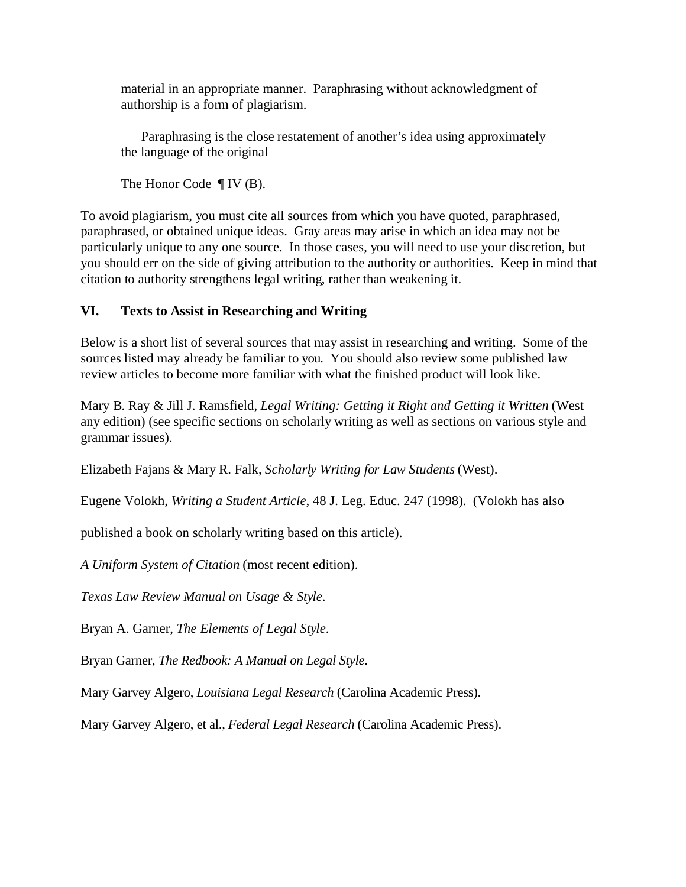> material in an appropriate manner. Paraphrasing without acknowledgment of authorship is a form of plagiarism.
>
> Paraphrasing is the close restatement of another's idea using approximately the language of the original
>
> The Honor Code ¶ IV (B).

To avoid plagiarism, you must cite all sources from which you have quoted, paraphrased, paraphrased, or obtained unique ideas. Gray areas may arise in which an idea may not be particularly unique to any one source. In those cases, you will need to use your discretion, but you should err on the side of giving attribution to the authority or authorities. Keep in mind that citation to authority strengthens legal writing, rather than weakening it.

## VI. Texts to Assist in Researching and Writing

Below is a short list of several sources that may assist in researching and writing. Some of the sources listed may already be familiar to you. You should also review some published law review articles to become more familiar with what the finished product will look like.

Mary B. Ray & Jill J. Ramsfield, *Legal Writing: Getting it Right and Getting it Written* (West any edition) (see specific sections on scholarly writing as well as sections on various style and grammar issues).

Elizabeth Fajans & Mary R. Falk, *Scholarly Writing for Law Students* (West).

Eugene Volokh, *Writing a Student Article*, 48 J. Leg. Educ. 247 (1998). (Volokh has also published a book on scholarly writing based on this article).

*A Uniform System of Citation* (most recent edition).

*Texas Law Review Manual on Usage & Style*.

Bryan A. Garner, *The Elements of Legal Style*.

Bryan Garner, *The Redbook: A Manual on Legal Style*.

Mary Garvey Algero, *Louisiana Legal Research* (Carolina Academic Press).

Mary Garvey Algero, et al., *Federal Legal Research* (Carolina Academic Press).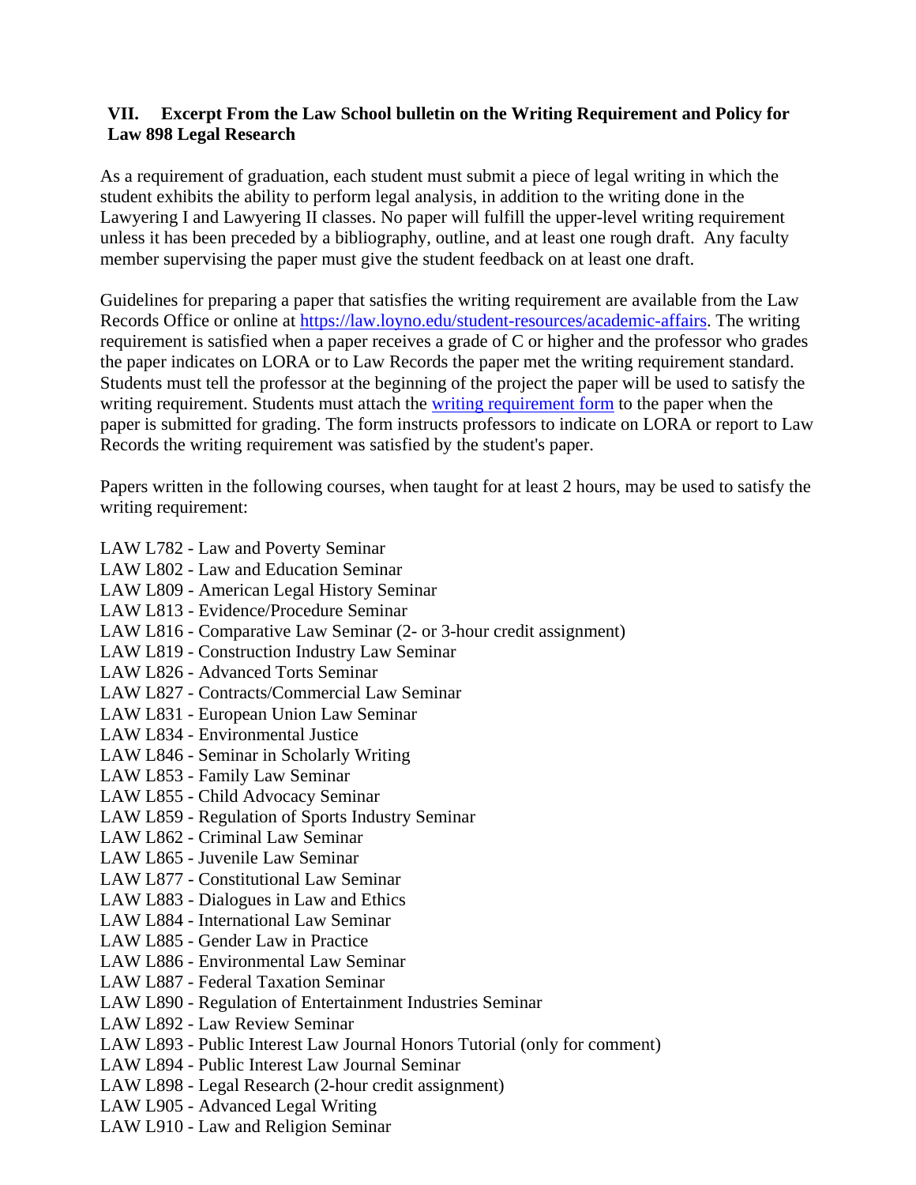## VII. Excerpt From the Law School bulletin on the Writing Requirement and Policy for Law 898 Legal Research

As a requirement of graduation, each student must submit a piece of legal writing in which the student exhibits the ability to perform legal analysis, in addition to the writing done in the Lawyering I and Lawyering II classes. No paper will fulfill the upper-level writing requirement unless it has been preceded by a bibliography, outline, and at least one rough draft. Any faculty member supervising the paper must give the student feedback on at least one draft.

Guidelines for preparing a paper that satisfies the writing requirement are available from the Law Records Office or online at [https://law.loyno.edu/student-resources/academic-affairs](https://law.loyno.edu/student-resources/academic-affairs). The writing requirement is satisfied when a paper receives a grade of C or higher and the professor who grades the paper indicates on LORA or to Law Records the paper met the writing requirement standard. Students must tell the professor at the beginning of the project the paper will be used to satisfy the writing requirement. Students must attach the writing requirement form to the paper when the paper is submitted for grading. The form instructs professors to indicate on LORA or report to Law Records the writing requirement was satisfied by the student's paper.

Papers written in the following courses, when taught for at least 2 hours, may be used to satisfy the writing requirement:

LAW L782 - Law and Poverty Seminar
LAW L802 - Law and Education Seminar
LAW L809 - American Legal History Seminar
LAW L813 - Evidence/Procedure Seminar
LAW L816 - Comparative Law Seminar (2- or 3-hour credit assignment)
LAW L819 - Construction Industry Law Seminar
LAW L826 - Advanced Torts Seminar
LAW L827 - Contracts/Commercial Law Seminar
LAW L831 - European Union Law Seminar
LAW L834 - Environmental Justice
LAW L846 - Seminar in Scholarly Writing
LAW L853 - Family Law Seminar
LAW L855 - Child Advocacy Seminar
LAW L859 - Regulation of Sports Industry Seminar
LAW L862 - Criminal Law Seminar
LAW L865 - Juvenile Law Seminar
LAW L877 - Constitutional Law Seminar
LAW L883 - Dialogues in Law and Ethics
LAW L884 - International Law Seminar
LAW L885 - Gender Law in Practice
LAW L886 - Environmental Law Seminar
LAW L887 - Federal Taxation Seminar
LAW L890 - Regulation of Entertainment Industries Seminar
LAW L892 - Law Review Seminar
LAW L893 - Public Interest Law Journal Honors Tutorial (only for comment)
LAW L894 - Public Interest Law Journal Seminar
LAW L898 - Legal Research (2-hour credit assignment)
LAW L905 - Advanced Legal Writing
LAW L910 - Law and Religion Seminar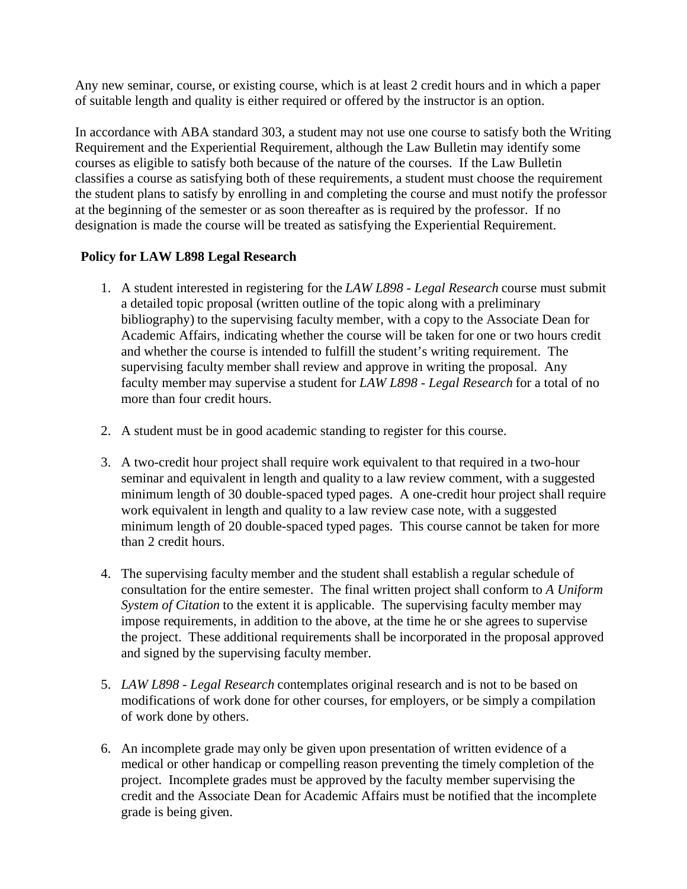Any new seminar, course, or existing course, which is at least 2 credit hours and in which a paper of suitable length and quality is either required or offered by the instructor is an option.

In accordance with ABA standard 303, a student may not use one course to satisfy both the Writing Requirement and the Experiential Requirement, although the Law Bulletin may identify some courses as eligible to satisfy both because of the nature of the courses. If the Law Bulletin classifies a course as satisfying both of these requirements, a student must choose the requirement the student plans to satisfy by enrolling in and completing the course and must notify the professor at the beginning of the semester or as soon thereafter as is required by the professor. If no designation is made the course will be treated as satisfying the Experiential Requirement.

**Policy for LAW L898 Legal Research**

1. A student interested in registering for the *LAW L898 - Legal Research* course must submit a detailed topic proposal (written outline of the topic along with a preliminary bibliography) to the supervising faculty member, with a copy to the Associate Dean for Academic Affairs, indicating whether the course will be taken for one or two hours credit and whether the course is intended to fulfill the student's writing requirement. The supervising faculty member shall review and approve in writing the proposal. Any faculty member may supervise a student for *LAW L898 - Legal Research* for a total of no more than four credit hours.

2. A student must be in good academic standing to register for this course.

3. A two-credit hour project shall require work equivalent to that required in a two-hour seminar and equivalent in length and quality to a law review comment, with a suggested minimum length of 30 double-spaced typed pages. A one-credit hour project shall require work equivalent in length and quality to a law review case note, with a suggested minimum length of 20 double-spaced typed pages. This course cannot be taken for more than 2 credit hours.

4. The supervising faculty member and the student shall establish a regular schedule of consultation for the entire semester. The final written project shall conform to *A Uniform System of Citation* to the extent it is applicable. The supervising faculty member may impose requirements, in addition to the above, at the time he or she agrees to supervise the project. These additional requirements shall be incorporated in the proposal approved and signed by the supervising faculty member.

5. *LAW L898 - Legal Research* contemplates original research and is not to be based on modifications of work done for other courses, for employers, or be simply a compilation of work done by others.

6. An incomplete grade may only be given upon presentation of written evidence of a medical or other handicap or compelling reason preventing the timely completion of the project. Incomplete grades must be approved by the faculty member supervising the credit and the Associate Dean for Academic Affairs must be notified that the incomplete grade is being given.